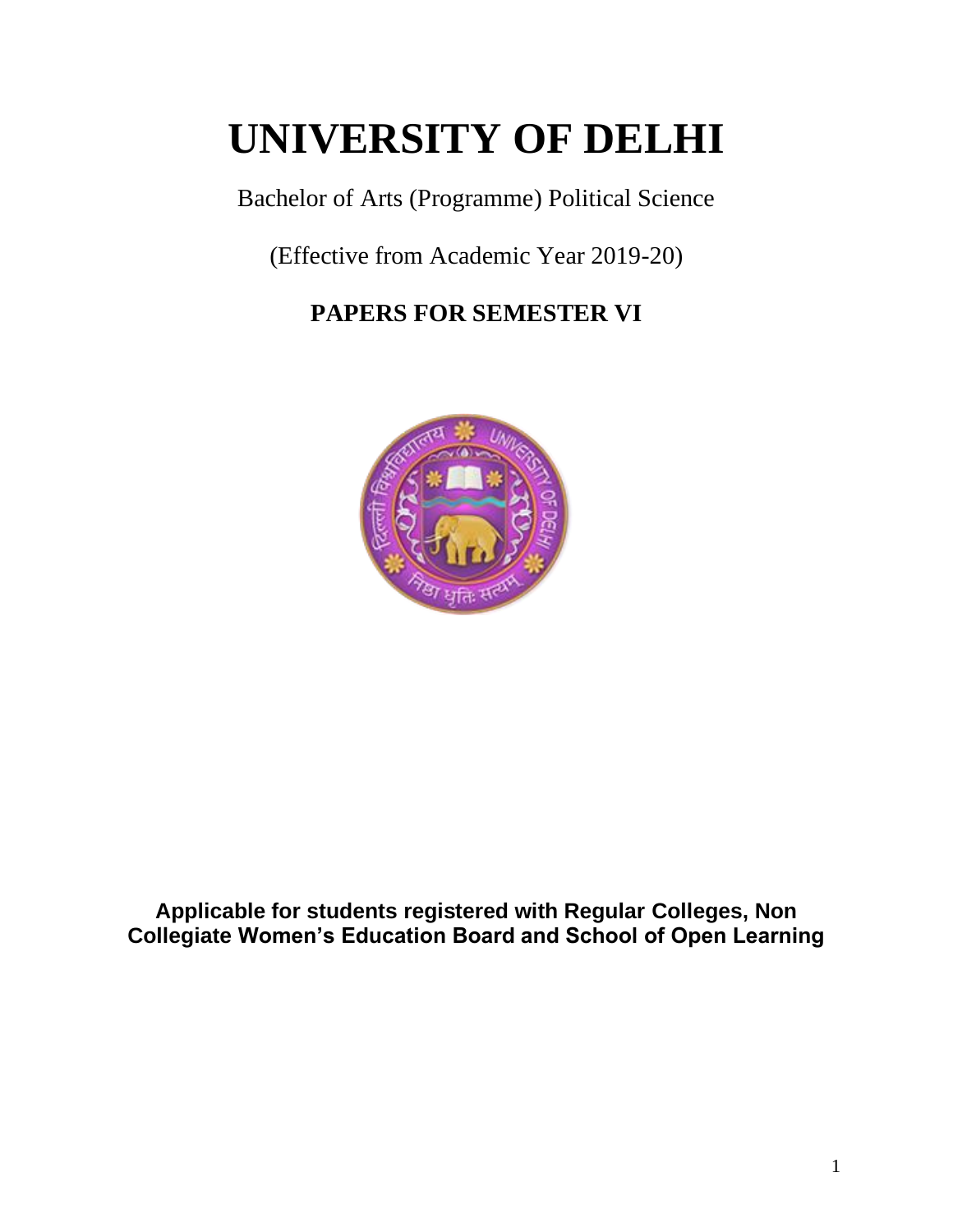# UNIVERSITY OF DELHI

Bachelor of Arts (Programme) Political Science

(Effective from Academic Year 2019-20)

## PAPERS FOR SEMESTER VI

**Applicable for students registered with Regular Colleges, Non Collegiate Women's Education Board and School of Open Learning**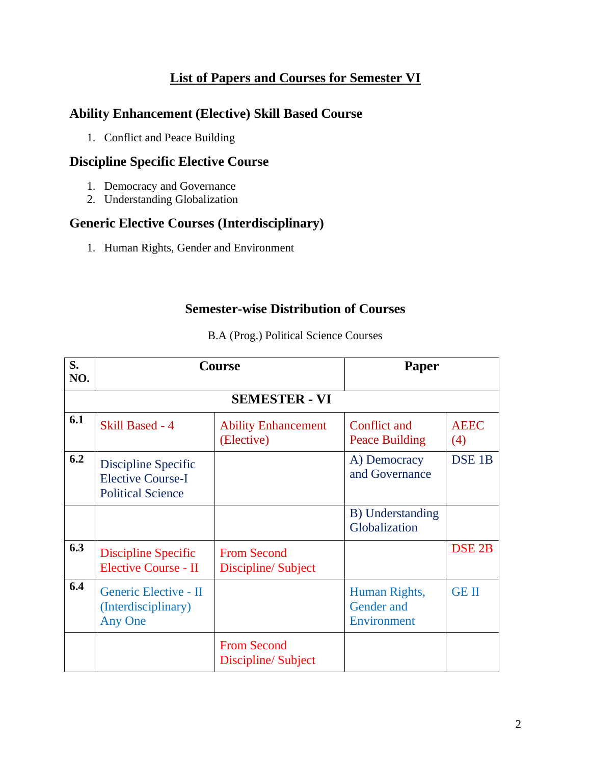# List of Papers and Courses for Semester VI

## Ability Enhancement (Elective) Skill Based Course

1. Conflict and Peace Building

## Discipline Specific Elective Course

1. Democracy and Governance
2. Understanding Globalization

## Generic Elective Courses (Interdisciplinary)

1. Human Rights, Gender and Environment

### Semester-wise Distribution of Courses

B.A (Prog.) Political Science Courses

| S. NO. | Course | | Paper | |
|---|---|---|---|---|
| **SEMESTER - VI** | | | | |
| 6.1 | Skill Based - 4 | Ability Enhancement (Elective) | Conflict and Peace Building | AEEC (4) |
| 6.2 | Discipline Specific Elective Course-I Political Science | | A) Democracy and Governance | DSE 1B |
| | | | B) Understanding Globalization | |
| 6.3 | Discipline Specific Elective Course - II | From Second Discipline/ Subject | | DSE 2B |
| 6.4 | Generic Elective - II (Interdisciplinary) Any One | | Human Rights, Gender and Environment | GE II |
| | | From Second Discipline/ Subject | | |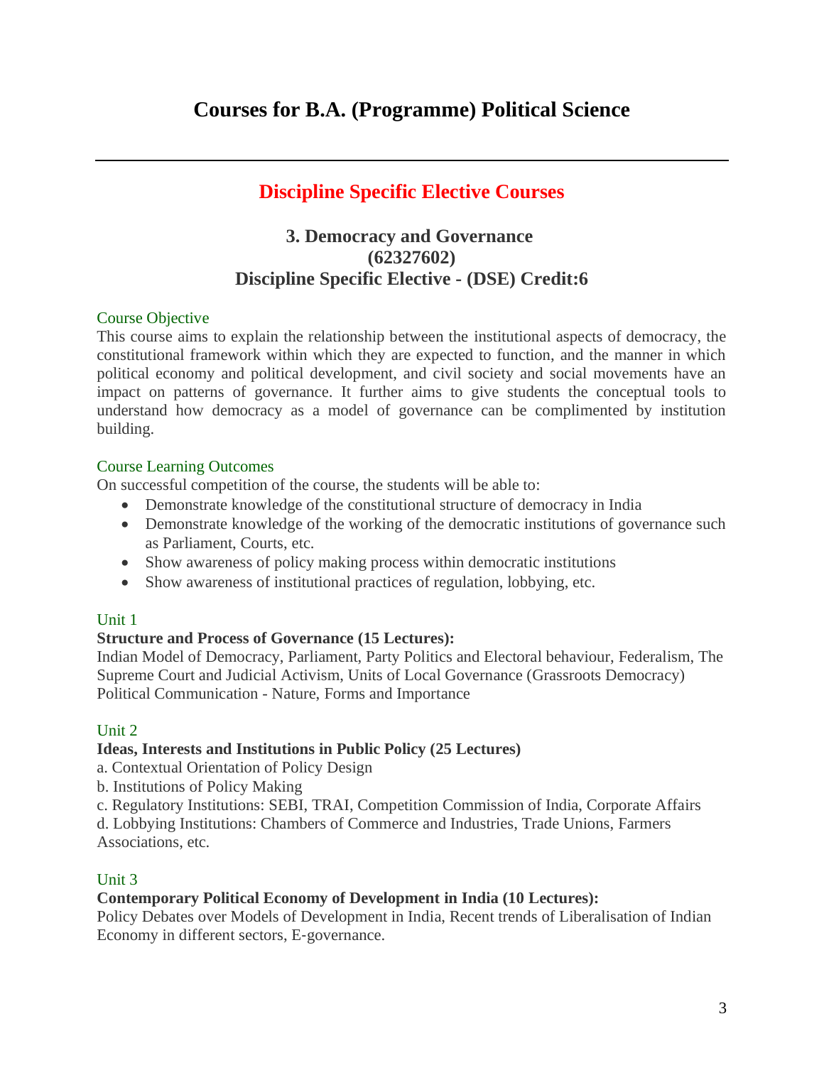# Courses for B.A. (Programme) Political Science

---

## Discipline Specific Elective Courses

### 3. Democracy and Governance
### (62327602)
### Discipline Specific Elective - (DSE) Credit:6

Course Objective

This course aims to explain the relationship between the institutional aspects of democracy, the constitutional framework within which they are expected to function, and the manner in which political economy and political development, and civil society and social movements have an impact on patterns of governance. It further aims to give students the conceptual tools to understand how democracy as a model of governance can be complimented by institution building.

Course Learning Outcomes

On successful competition of the course, the students will be able to:

- Demonstrate knowledge of the constitutional structure of democracy in India
- Demonstrate knowledge of the working of the democratic institutions of governance such as Parliament, Courts, etc.
- Show awareness of policy making process within democratic institutions
- Show awareness of institutional practices of regulation, lobbying, etc.

Unit 1

**Structure and Process of Governance (15 Lectures):**

Indian Model of Democracy, Parliament, Party Politics and Electoral behaviour, Federalism, The Supreme Court and Judicial Activism, Units of Local Governance (Grassroots Democracy) Political Communication - Nature, Forms and Importance

Unit 2

**Ideas, Interests and Institutions in Public Policy (25 Lectures)**

a. Contextual Orientation of Policy Design

b. Institutions of Policy Making

c. Regulatory Institutions: SEBI, TRAI, Competition Commission of India, Corporate Affairs

d. Lobbying Institutions: Chambers of Commerce and Industries, Trade Unions, Farmers Associations, etc.

Unit 3

**Contemporary Political Economy of Development in India (10 Lectures):**

Policy Debates over Models of Development in India, Recent trends of Liberalisation of Indian Economy in different sectors, E-governance.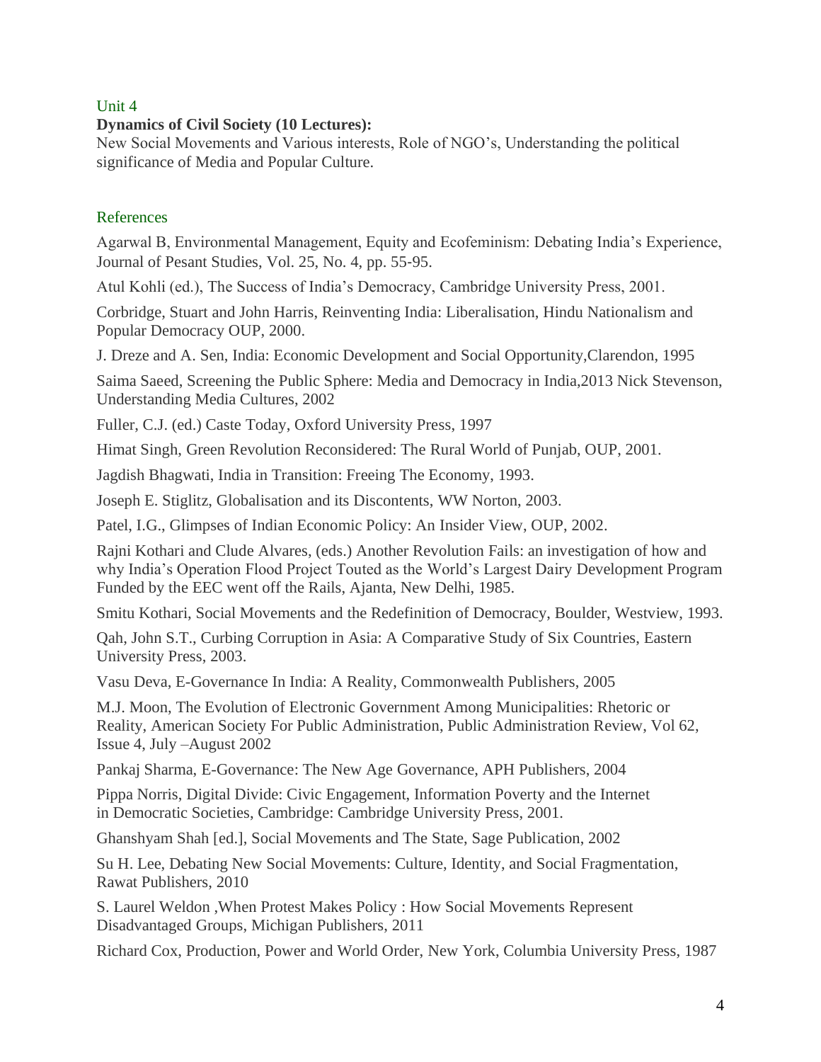## Unit 4

**Dynamics of Civil Society (10 Lectures):**

New Social Movements and Various interests, Role of NGO's, Understanding the political significance of Media and Popular Culture.

## References

Agarwal B, Environmental Management, Equity and Ecofeminism: Debating India's Experience, Journal of Pesant Studies, Vol. 25, No. 4, pp. 55-95.

Atul Kohli (ed.), The Success of India's Democracy, Cambridge University Press, 2001.

Corbridge, Stuart and John Harris, Reinventing India: Liberalisation, Hindu Nationalism and Popular Democracy OUP, 2000.

J. Dreze and A. Sen, India: Economic Development and Social Opportunity,Clarendon, 1995

Saima Saeed, Screening the Public Sphere: Media and Democracy in India,2013 Nick Stevenson, Understanding Media Cultures, 2002

Fuller, C.J. (ed.) Caste Today, Oxford University Press, 1997

Himat Singh, Green Revolution Reconsidered: The Rural World of Punjab, OUP, 2001.

Jagdish Bhagwati, India in Transition: Freeing The Economy, 1993.

Joseph E. Stiglitz, Globalisation and its Discontents, WW Norton, 2003.

Patel, I.G., Glimpses of Indian Economic Policy: An Insider View, OUP, 2002.

Rajni Kothari and Clude Alvares, (eds.) Another Revolution Fails: an investigation of how and why India's Operation Flood Project Touted as the World's Largest Dairy Development Program Funded by the EEC went off the Rails, Ajanta, New Delhi, 1985.

Smitu Kothari, Social Movements and the Redefinition of Democracy, Boulder, Westview, 1993.

Qah, John S.T., Curbing Corruption in Asia: A Comparative Study of Six Countries, Eastern University Press, 2003.

Vasu Deva, E-Governance In India: A Reality, Commonwealth Publishers, 2005

M.J. Moon, The Evolution of Electronic Government Among Municipalities: Rhetoric or Reality, American Society For Public Administration, Public Administration Review, Vol 62, Issue 4, July –August 2002

Pankaj Sharma, E-Governance: The New Age Governance, APH Publishers, 2004

Pippa Norris, Digital Divide: Civic Engagement, Information Poverty and the Internet in Democratic Societies, Cambridge: Cambridge University Press, 2001.

Ghanshyam Shah [ed.], Social Movements and The State, Sage Publication, 2002

Su H. Lee, Debating New Social Movements: Culture, Identity, and Social Fragmentation, Rawat Publishers, 2010

S. Laurel Weldon ,When Protest Makes Policy : How Social Movements Represent Disadvantaged Groups, Michigan Publishers, 2011

Richard Cox, Production, Power and World Order, New York, Columbia University Press, 1987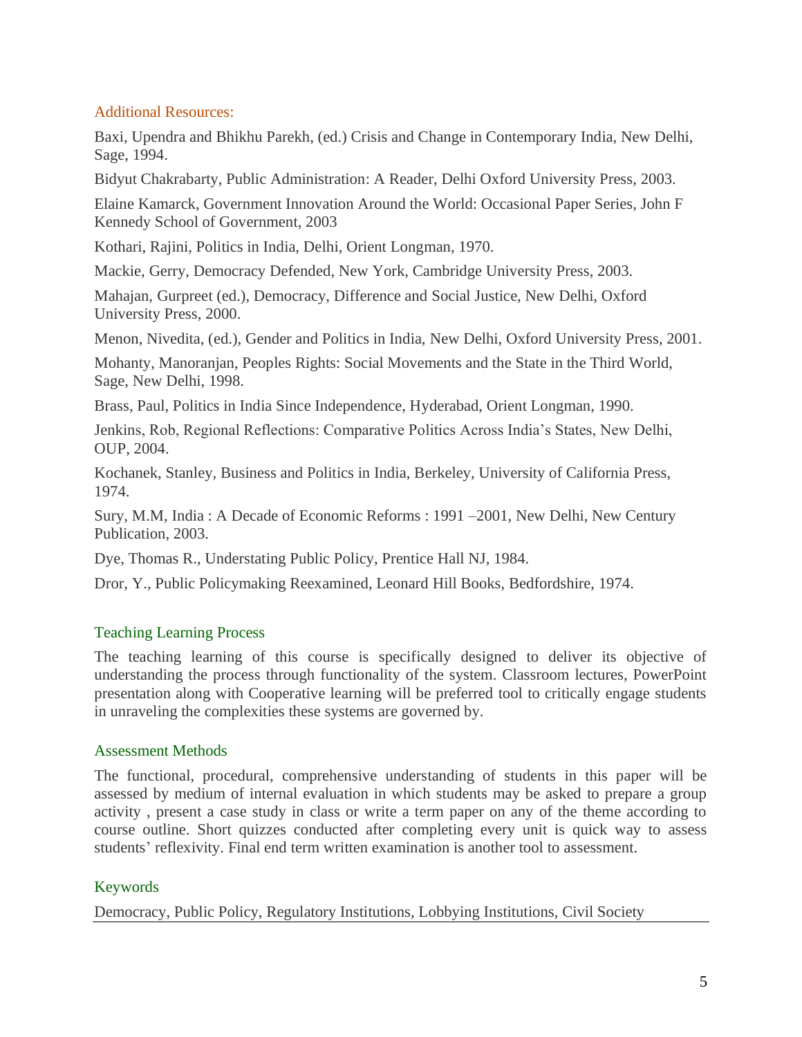### Additional Resources:

Baxi, Upendra and Bhikhu Parekh, (ed.) Crisis and Change in Contemporary India, New Delhi, Sage, 1994.

Bidyut Chakrabarty, Public Administration: A Reader, Delhi Oxford University Press, 2003.

Elaine Kamarck, Government Innovation Around the World: Occasional Paper Series, John F Kennedy School of Government, 2003

Kothari, Rajini, Politics in India, Delhi, Orient Longman, 1970.

Mackie, Gerry, Democracy Defended, New York, Cambridge University Press, 2003.

Mahajan, Gurpreet (ed.), Democracy, Difference and Social Justice, New Delhi, Oxford University Press, 2000.

Menon, Nivedita, (ed.), Gender and Politics in India, New Delhi, Oxford University Press, 2001.

Mohanty, Manoranjan, Peoples Rights: Social Movements and the State in the Third World, Sage, New Delhi, 1998.

Brass, Paul, Politics in India Since Independence, Hyderabad, Orient Longman, 1990.

Jenkins, Rob, Regional Reflections: Comparative Politics Across India's States, New Delhi, OUP, 2004.

Kochanek, Stanley, Business and Politics in India, Berkeley, University of California Press, 1974.

Sury, M.M, India : A Decade of Economic Reforms : 1991 –2001, New Delhi, New Century Publication, 2003.

Dye, Thomas R., Understating Public Policy, Prentice Hall NJ, 1984.

Dror, Y., Public Policymaking Reexamined, Leonard Hill Books, Bedfordshire, 1974.

### Teaching Learning Process

The teaching learning of this course is specifically designed to deliver its objective of understanding the process through functionality of the system. Classroom lectures, PowerPoint presentation along with Cooperative learning will be preferred tool to critically engage students in unraveling the complexities these systems are governed by.

### Assessment Methods

The functional, procedural, comprehensive understanding of students in this paper will be assessed by medium of internal evaluation in which students may be asked to prepare a group activity , present a case study in class or write a term paper on any of the theme according to course outline. Short quizzes conducted after completing every unit is quick way to assess students' reflexivity. Final end term written examination is another tool to assessment.

### Keywords

Democracy, Public Policy, Regulatory Institutions, Lobbying Institutions, Civil Society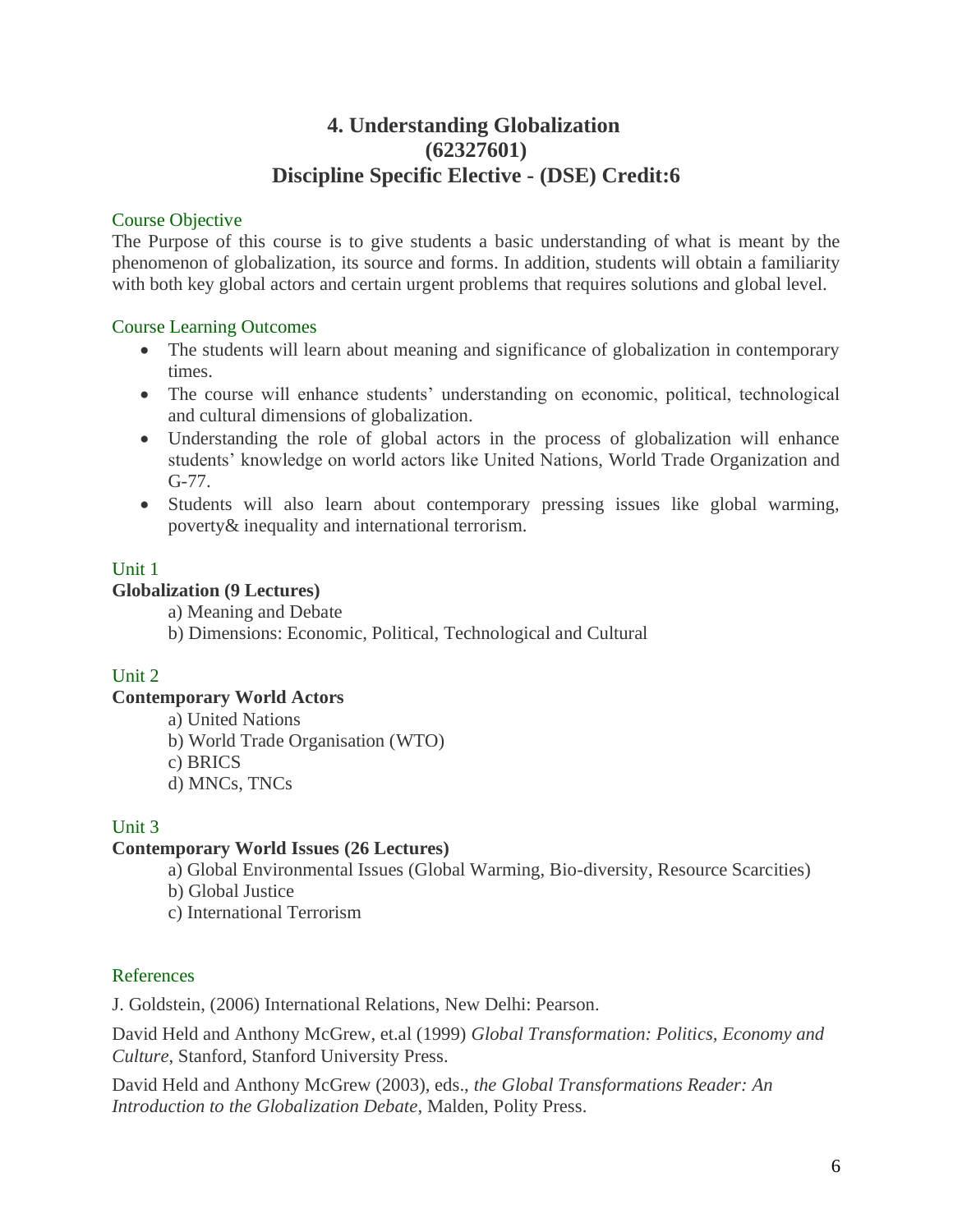# 4. Understanding Globalization
# (62327601)
# Discipline Specific Elective - (DSE) Credit:6

## Course Objective

The Purpose of this course is to give students a basic understanding of what is meant by the phenomenon of globalization, its source and forms. In addition, students will obtain a familiarity with both key global actors and certain urgent problems that requires solutions and global level.

## Course Learning Outcomes

- The students will learn about meaning and significance of globalization in contemporary times.
- The course will enhance students' understanding on economic, political, technological and cultural dimensions of globalization.
- Understanding the role of global actors in the process of globalization will enhance students' knowledge on world actors like United Nations, World Trade Organization and G-77.
- Students will also learn about contemporary pressing issues like global warming, poverty& inequality and international terrorism.

## Unit 1

**Globalization (9 Lectures)**

a) Meaning and Debate

b) Dimensions: Economic, Political, Technological and Cultural

## Unit 2

**Contemporary World Actors**

a) United Nations

b) World Trade Organisation (WTO)

c) BRICS

d) MNCs, TNCs

## Unit 3

**Contemporary World Issues (26 Lectures)**

a) Global Environmental Issues (Global Warming, Bio-diversity, Resource Scarcities)

b) Global Justice

c) International Terrorism

## References

J. Goldstein, (2006) International Relations, New Delhi: Pearson.

David Held and Anthony McGrew, et.al (1999) *Global Transformation: Politics, Economy and Culture*, Stanford, Stanford University Press.

David Held and Anthony McGrew (2003), eds., *the Global Transformations Reader: An Introduction to the Globalization Debate*, Malden, Polity Press.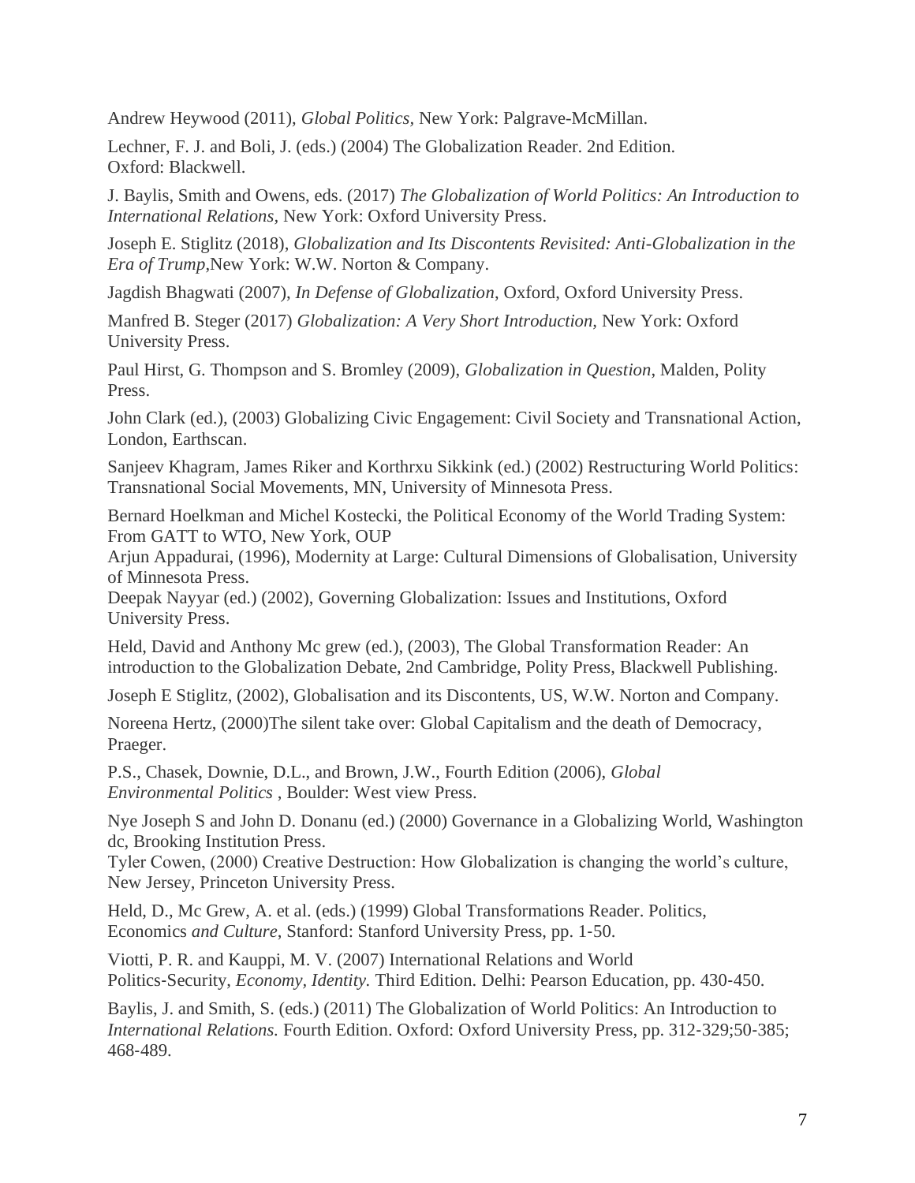Andrew Heywood (2011), *Global Politics*, New York: Palgrave-McMillan.

Lechner, F. J. and Boli, J. (eds.) (2004) The Globalization Reader. 2nd Edition. Oxford: Blackwell.

J. Baylis, Smith and Owens, eds. (2017) *The Globalization of World Politics: An Introduction to International Relations*, New York: Oxford University Press.

Joseph E. Stiglitz (2018), *Globalization and Its Discontents Revisited: Anti-Globalization in the Era of Trump*,New York: W.W. Norton & Company.

Jagdish Bhagwati (2007), *In Defense of Globalization*, Oxford, Oxford University Press.

Manfred B. Steger (2017) *Globalization: A Very Short Introduction*, New York: Oxford University Press.

Paul Hirst, G. Thompson and S. Bromley (2009), *Globalization in Question*, Malden, Polity Press.

John Clark (ed.), (2003) Globalizing Civic Engagement: Civil Society and Transnational Action, London, Earthscan.

Sanjeev Khagram, James Riker and Korthrxu Sikkink (ed.) (2002) Restructuring World Politics: Transnational Social Movements, MN, University of Minnesota Press.

Bernard Hoelkman and Michel Kostecki, the Political Economy of the World Trading System: From GATT to WTO, New York, OUP

Arjun Appadurai, (1996), Modernity at Large: Cultural Dimensions of Globalisation, University of Minnesota Press.

Deepak Nayyar (ed.) (2002), Governing Globalization: Issues and Institutions, Oxford University Press.

Held, David and Anthony Mc grew (ed.), (2003), The Global Transformation Reader: An introduction to the Globalization Debate, 2nd Cambridge, Polity Press, Blackwell Publishing.

Joseph E Stiglitz, (2002), Globalisation and its Discontents, US, W.W. Norton and Company.

Noreena Hertz, (2000)The silent take over: Global Capitalism and the death of Democracy, Praeger.

P.S., Chasek, Downie, D.L., and Brown, J.W., Fourth Edition (2006), *Global Environmental Politics* , Boulder: West view Press.

Nye Joseph S and John D. Donanu (ed.) (2000) Governance in a Globalizing World, Washington dc, Brooking Institution Press.

Tyler Cowen, (2000) Creative Destruction: How Globalization is changing the world's culture, New Jersey, Princeton University Press.

Held, D., Mc Grew, A. et al. (eds.) (1999) Global Transformations Reader. Politics, Economics *and Culture*, Stanford: Stanford University Press, pp. 1-50.

Viotti, P. R. and Kauppi, M. V. (2007) International Relations and World Politics-Security, *Economy, Identity.* Third Edition. Delhi: Pearson Education, pp. 430-450.

Baylis, J. and Smith, S. (eds.) (2011) The Globalization of World Politics: An Introduction to *International Relations.* Fourth Edition. Oxford: Oxford University Press, pp. 312-329;50-385; 468-489.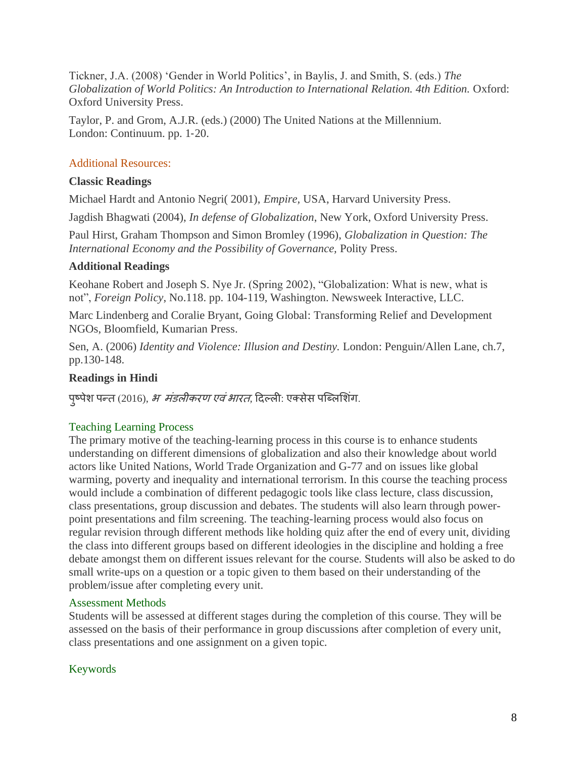Tickner, J.A. (2008) 'Gender in World Politics', in Baylis, J. and Smith, S. (eds.) *The Globalization of World Politics: An Introduction to International Relation. 4th Edition.* Oxford: Oxford University Press.

Taylor, P. and Grom, A.J.R. (eds.) (2000) The United Nations at the Millennium. London: Continuum. pp. 1-20.

## Additional Resources:

### Classic Readings

Michael Hardt and Antonio Negri( 2001), *Empire*, USA, Harvard University Press.

Jagdish Bhagwati (2004), *In defense of Globalization*, New York, Oxford University Press.

Paul Hirst, Graham Thompson and Simon Bromley (1996), *Globalization in Question: The International Economy and the Possibility of Governance*, Polity Press.

### Additional Readings

Keohane Robert and Joseph S. Nye Jr. (Spring 2002), "Globalization: What is new, what is not", *Foreign Policy*, No.118. pp. 104-119, Washington. Newsweek Interactive, LLC.

Marc Lindenberg and Coralie Bryant, Going Global: Transforming Relief and Development NGOs, Bloomfield, Kumarian Press.

Sen, A. (2006) *Identity and Violence: Illusion and Destiny.* London: Penguin/Allen Lane, ch.7, pp.130-148.

### Readings in Hindi

पुष्पेश पन्त (2016), *भ मंडलीकरण एवं भारत*, दिल्ली: एक्सेस पब्लिशिंग.

## Teaching Learning Process

The primary motive of the teaching-learning process in this course is to enhance students understanding on different dimensions of globalization and also their knowledge about world actors like United Nations, World Trade Organization and G-77 and on issues like global warming, poverty and inequality and international terrorism. In this course the teaching process would include a combination of different pedagogic tools like class lecture, class discussion, class presentations, group discussion and debates. The students will also learn through power-point presentations and film screening. The teaching-learning process would also focus on regular revision through different methods like holding quiz after the end of every unit, dividing the class into different groups based on different ideologies in the discipline and holding a free debate amongst them on different issues relevant for the course. Students will also be asked to do small write-ups on a question or a topic given to them based on their understanding of the problem/issue after completing every unit.

## Assessment Methods

Students will be assessed at different stages during the completion of this course. They will be assessed on the basis of their performance in group discussions after completion of every unit, class presentations and one assignment on a given topic.

## Keywords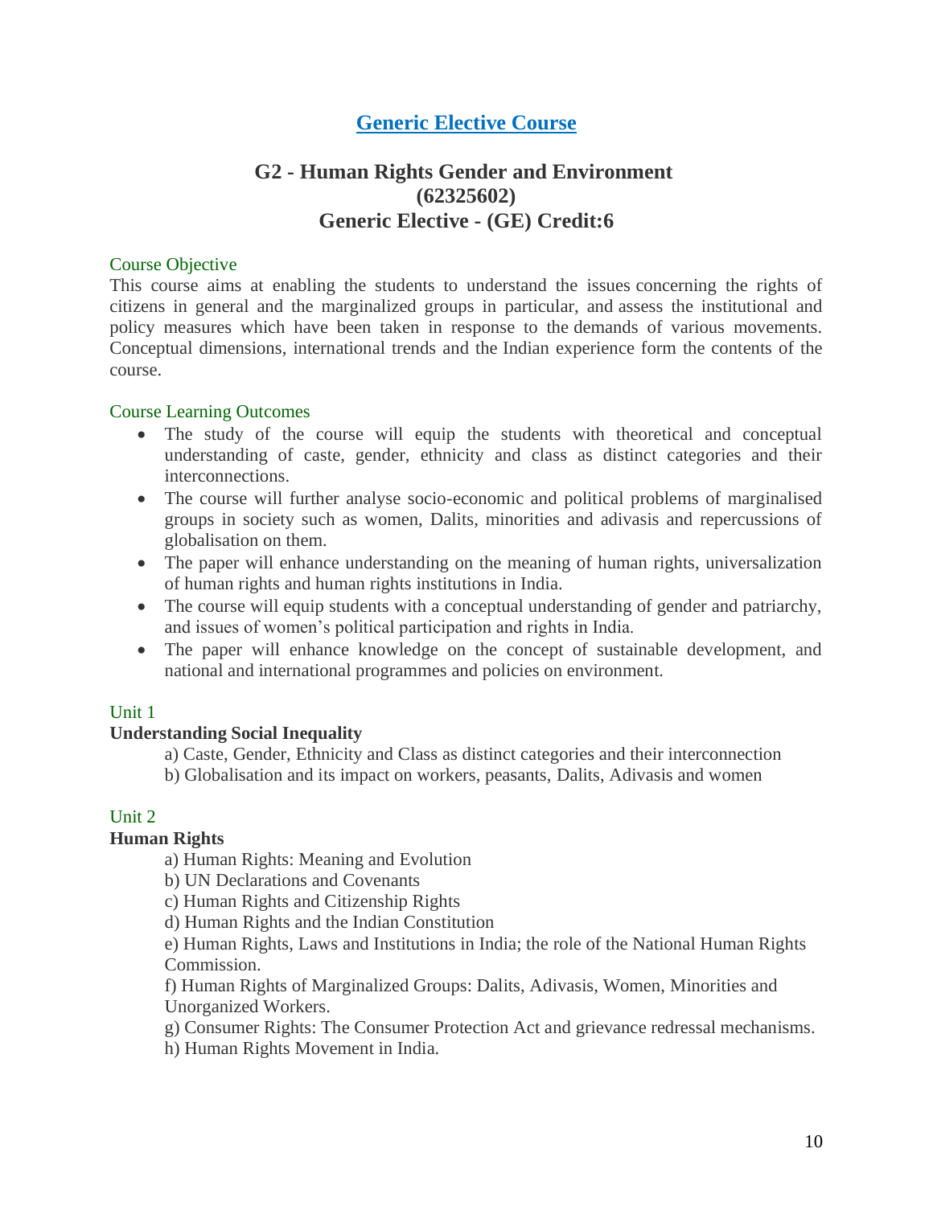# Generic Elective Course

## G2 - Human Rights Gender and Environment
## (62325602)
## Generic Elective - (GE) Credit:6

### Course Objective

This course aims at enabling the students to understand the issues concerning the rights of citizens in general and the marginalized groups in particular, and assess the institutional and policy measures which have been taken in response to the demands of various movements. Conceptual dimensions, international trends and the Indian experience form the contents of the course.

### Course Learning Outcomes

- The study of the course will equip the students with theoretical and conceptual understanding of caste, gender, ethnicity and class as distinct categories and their interconnections.
- The course will further analyse socio-economic and political problems of marginalised groups in society such as women, Dalits, minorities and adivasis and repercussions of globalisation on them.
- The paper will enhance understanding on the meaning of human rights, universalization of human rights and human rights institutions in India.
- The course will equip students with a conceptual understanding of gender and patriarchy, and issues of women's political participation and rights in India.
- The paper will enhance knowledge on the concept of sustainable development, and national and international programmes and policies on environment.

### Unit 1

**Understanding Social Inequality**

a) Caste, Gender, Ethnicity and Class as distinct categories and their interconnection
b) Globalisation and its impact on workers, peasants, Dalits, Adivasis and women

### Unit 2

**Human Rights**

a) Human Rights: Meaning and Evolution
b) UN Declarations and Covenants
c) Human Rights and Citizenship Rights
d) Human Rights and the Indian Constitution
e) Human Rights, Laws and Institutions in India; the role of the National Human Rights Commission.
f) Human Rights of Marginalized Groups: Dalits, Adivasis, Women, Minorities and Unorganized Workers.
g) Consumer Rights: The Consumer Protection Act and grievance redressal mechanisms.
h) Human Rights Movement in India.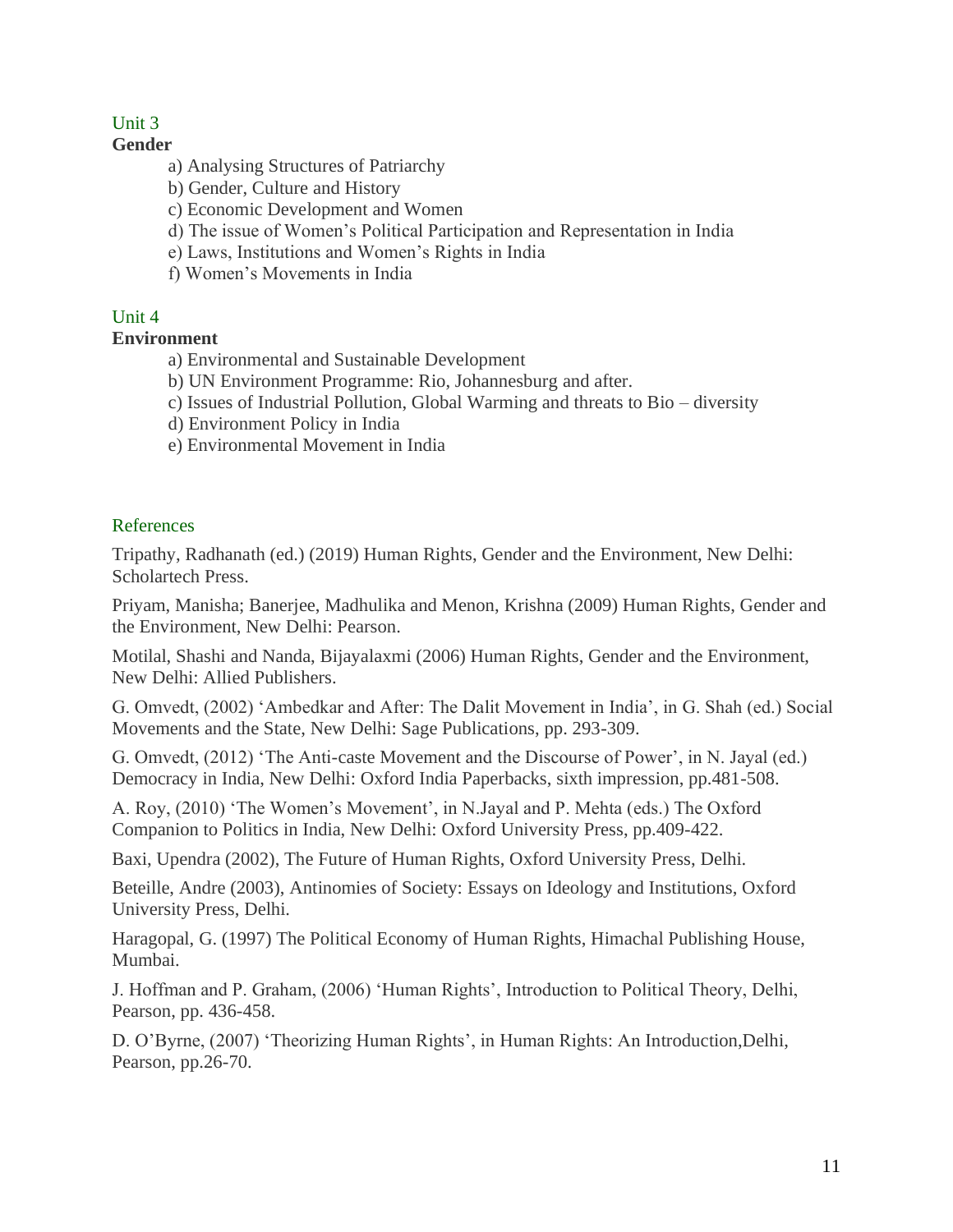## Unit 3

**Gender**

a) Analysing Structures of Patriarchy
b) Gender, Culture and History
c) Economic Development and Women
d) The issue of Women's Political Participation and Representation in India
e) Laws, Institutions and Women's Rights in India
f) Women's Movements in India

## Unit 4

**Environment**

a) Environmental and Sustainable Development
b) UN Environment Programme: Rio, Johannesburg and after.
c) Issues of Industrial Pollution, Global Warming and threats to Bio – diversity
d) Environment Policy in India
e) Environmental Movement in India

## References

Tripathy, Radhanath (ed.) (2019) Human Rights, Gender and the Environment, New Delhi: Scholartech Press.

Priyam, Manisha; Banerjee, Madhulika and Menon, Krishna (2009) Human Rights, Gender and the Environment, New Delhi: Pearson.

Motilal, Shashi and Nanda, Bijayalaxmi (2006) Human Rights, Gender and the Environment, New Delhi: Allied Publishers.

G. Omvedt, (2002) 'Ambedkar and After: The Dalit Movement in India', in G. Shah (ed.) Social Movements and the State, New Delhi: Sage Publications, pp. 293-309.

G. Omvedt, (2012) 'The Anti-caste Movement and the Discourse of Power', in N. Jayal (ed.) Democracy in India, New Delhi: Oxford India Paperbacks, sixth impression, pp.481-508.

A. Roy, (2010) 'The Women's Movement', in N.Jayal and P. Mehta (eds.) The Oxford Companion to Politics in India, New Delhi: Oxford University Press, pp.409-422.

Baxi, Upendra (2002), The Future of Human Rights, Oxford University Press, Delhi.

Beteille, Andre (2003), Antinomies of Society: Essays on Ideology and Institutions, Oxford University Press, Delhi.

Haragopal, G. (1997) The Political Economy of Human Rights, Himachal Publishing House, Mumbai.

J. Hoffman and P. Graham, (2006) 'Human Rights', Introduction to Political Theory, Delhi, Pearson, pp. 436-458.

D. O'Byrne, (2007) 'Theorizing Human Rights', in Human Rights: An Introduction,Delhi, Pearson, pp.26-70.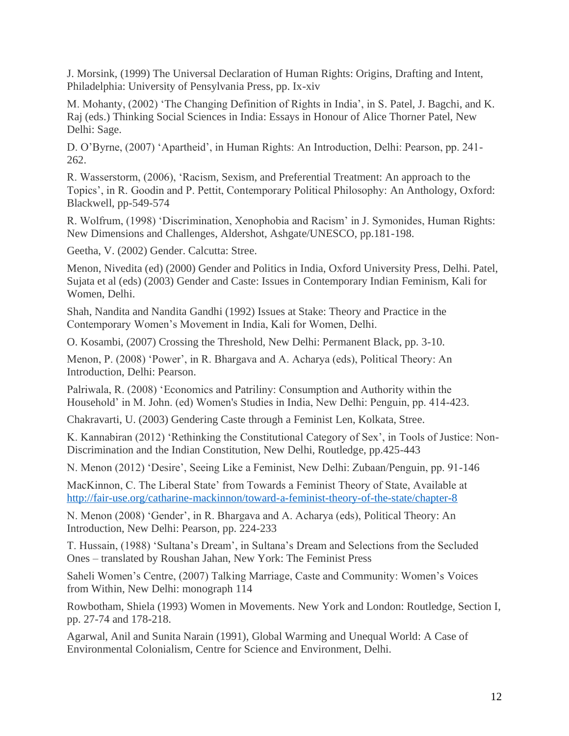J. Morsink, (1999) The Universal Declaration of Human Rights: Origins, Drafting and Intent, Philadelphia: University of Pensylvania Press, pp. Ix-xiv

M. Mohanty, (2002) 'The Changing Definition of Rights in India', in S. Patel, J. Bagchi, and K. Raj (eds.) Thinking Social Sciences in India: Essays in Honour of Alice Thorner Patel, New Delhi: Sage.

D. O'Byrne, (2007) 'Apartheid', in Human Rights: An Introduction, Delhi: Pearson, pp. 241-262.

R. Wasserstorm, (2006), 'Racism, Sexism, and Preferential Treatment: An approach to the Topics', in R. Goodin and P. Pettit, Contemporary Political Philosophy: An Anthology, Oxford: Blackwell, pp-549-574

R. Wolfrum, (1998) 'Discrimination, Xenophobia and Racism' in J. Symonides, Human Rights: New Dimensions and Challenges, Aldershot, Ashgate/UNESCO, pp.181-198.

Geetha, V. (2002) Gender. Calcutta: Stree.

Menon, Nivedita (ed) (2000) Gender and Politics in India, Oxford University Press, Delhi. Patel, Sujata et al (eds) (2003) Gender and Caste: Issues in Contemporary Indian Feminism, Kali for Women, Delhi.

Shah, Nandita and Nandita Gandhi (1992) Issues at Stake: Theory and Practice in the Contemporary Women's Movement in India, Kali for Women, Delhi.

O. Kosambi, (2007) Crossing the Threshold, New Delhi: Permanent Black, pp. 3-10.

Menon, P. (2008) 'Power', in R. Bhargava and A. Acharya (eds), Political Theory: An Introduction, Delhi: Pearson.

Palriwala, R. (2008) 'Economics and Patriliny: Consumption and Authority within the Household' in M. John. (ed) Women's Studies in India, New Delhi: Penguin, pp. 414-423.

Chakravarti, U. (2003) Gendering Caste through a Feminist Len, Kolkata, Stree.

K. Kannabiran (2012) 'Rethinking the Constitutional Category of Sex', in Tools of Justice: Non-Discrimination and the Indian Constitution, New Delhi, Routledge, pp.425-443

N. Menon (2012) 'Desire', Seeing Like a Feminist, New Delhi: Zubaan/Penguin, pp. 91-146

MacKinnon, C. The Liberal State' from Towards a Feminist Theory of State, Available at http://fair-use.org/catharine-mackinnon/toward-a-feminist-theory-of-the-state/chapter-8

N. Menon (2008) 'Gender', in R. Bhargava and A. Acharya (eds), Political Theory: An Introduction, New Delhi: Pearson, pp. 224-233

T. Hussain, (1988) 'Sultana's Dream', in Sultana's Dream and Selections from the Secluded Ones – translated by Roushan Jahan, New York: The Feminist Press

Saheli Women's Centre, (2007) Talking Marriage, Caste and Community: Women's Voices from Within, New Delhi: monograph 114

Rowbotham, Shiela (1993) Women in Movements. New York and London: Routledge, Section I, pp. 27-74 and 178-218.

Agarwal, Anil and Sunita Narain (1991), Global Warming and Unequal World: A Case of Environmental Colonialism, Centre for Science and Environment, Delhi.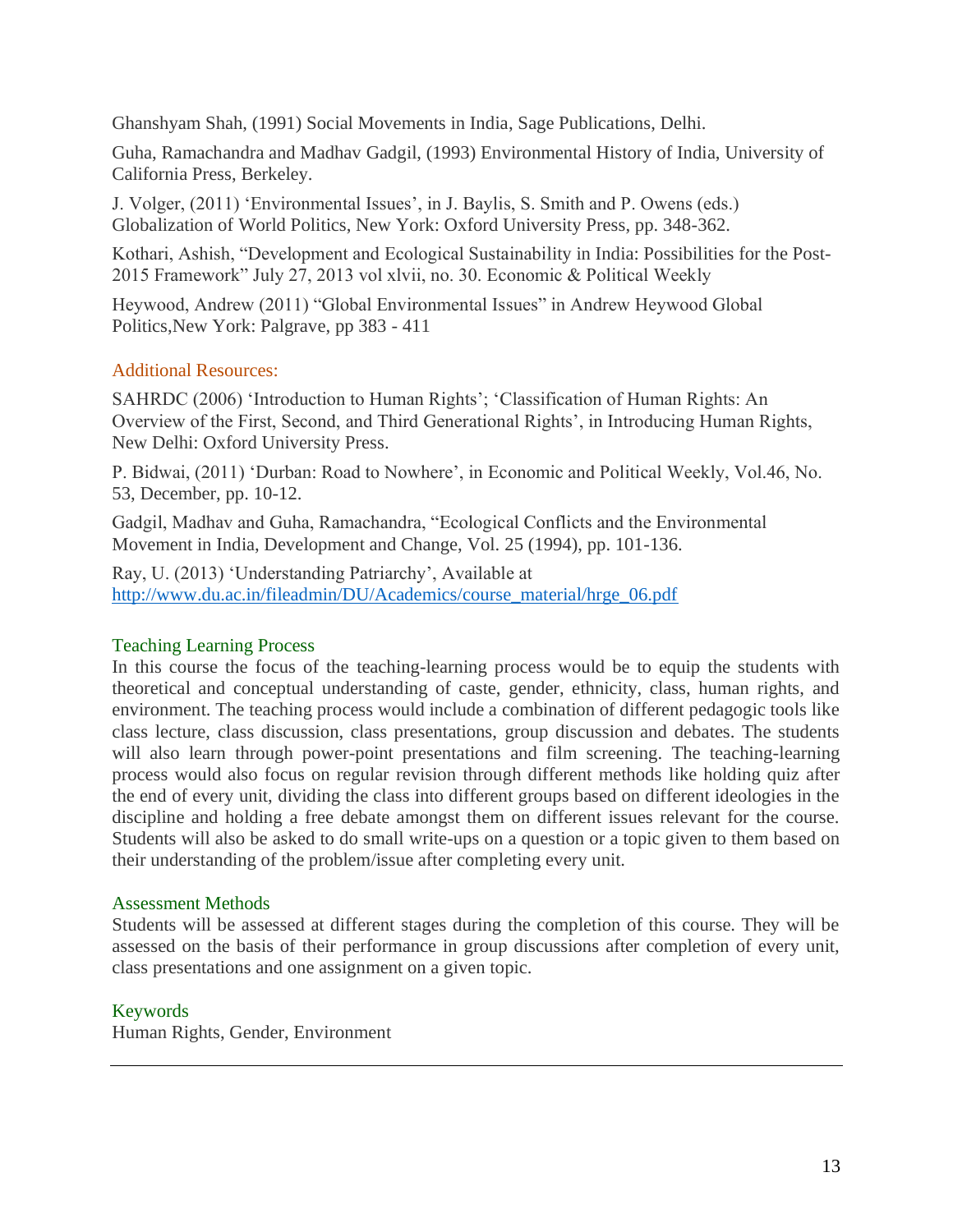Ghanshyam Shah, (1991) Social Movements in India, Sage Publications, Delhi.

Guha, Ramachandra and Madhav Gadgil, (1993) Environmental History of India, University of California Press, Berkeley.

J. Volger, (2011) 'Environmental Issues', in J. Baylis, S. Smith and P. Owens (eds.) Globalization of World Politics, New York: Oxford University Press, pp. 348-362.

Kothari, Ashish, "Development and Ecological Sustainability in India: Possibilities for the Post-2015 Framework" July 27, 2013 vol xlvii, no. 30. Economic & Political Weekly

Heywood, Andrew (2011) "Global Environmental Issues" in Andrew Heywood Global Politics,New York: Palgrave, pp 383 - 411

### Additional Resources:

SAHRDC (2006) 'Introduction to Human Rights'; 'Classification of Human Rights: An Overview of the First, Second, and Third Generational Rights', in Introducing Human Rights, New Delhi: Oxford University Press.

P. Bidwai, (2011) 'Durban: Road to Nowhere', in Economic and Political Weekly, Vol.46, No. 53, December, pp. 10-12.

Gadgil, Madhav and Guha, Ramachandra, "Ecological Conflicts and the Environmental Movement in India, Development and Change, Vol. 25 (1994), pp. 101-136.

Ray, U. (2013) 'Understanding Patriarchy', Available at http://www.du.ac.in/fileadmin/DU/Academics/course_material/hrge_06.pdf

### Teaching Learning Process

In this course the focus of the teaching-learning process would be to equip the students with theoretical and conceptual understanding of caste, gender, ethnicity, class, human rights, and environment. The teaching process would include a combination of different pedagogic tools like class lecture, class discussion, class presentations, group discussion and debates. The students will also learn through power-point presentations and film screening. The teaching-learning process would also focus on regular revision through different methods like holding quiz after the end of every unit, dividing the class into different groups based on different ideologies in the discipline and holding a free debate amongst them on different issues relevant for the course. Students will also be asked to do small write-ups on a question or a topic given to them based on their understanding of the problem/issue after completing every unit.

### Assessment Methods

Students will be assessed at different stages during the completion of this course. They will be assessed on the basis of their performance in group discussions after completion of every unit, class presentations and one assignment on a given topic.

### Keywords

Human Rights, Gender, Environment

---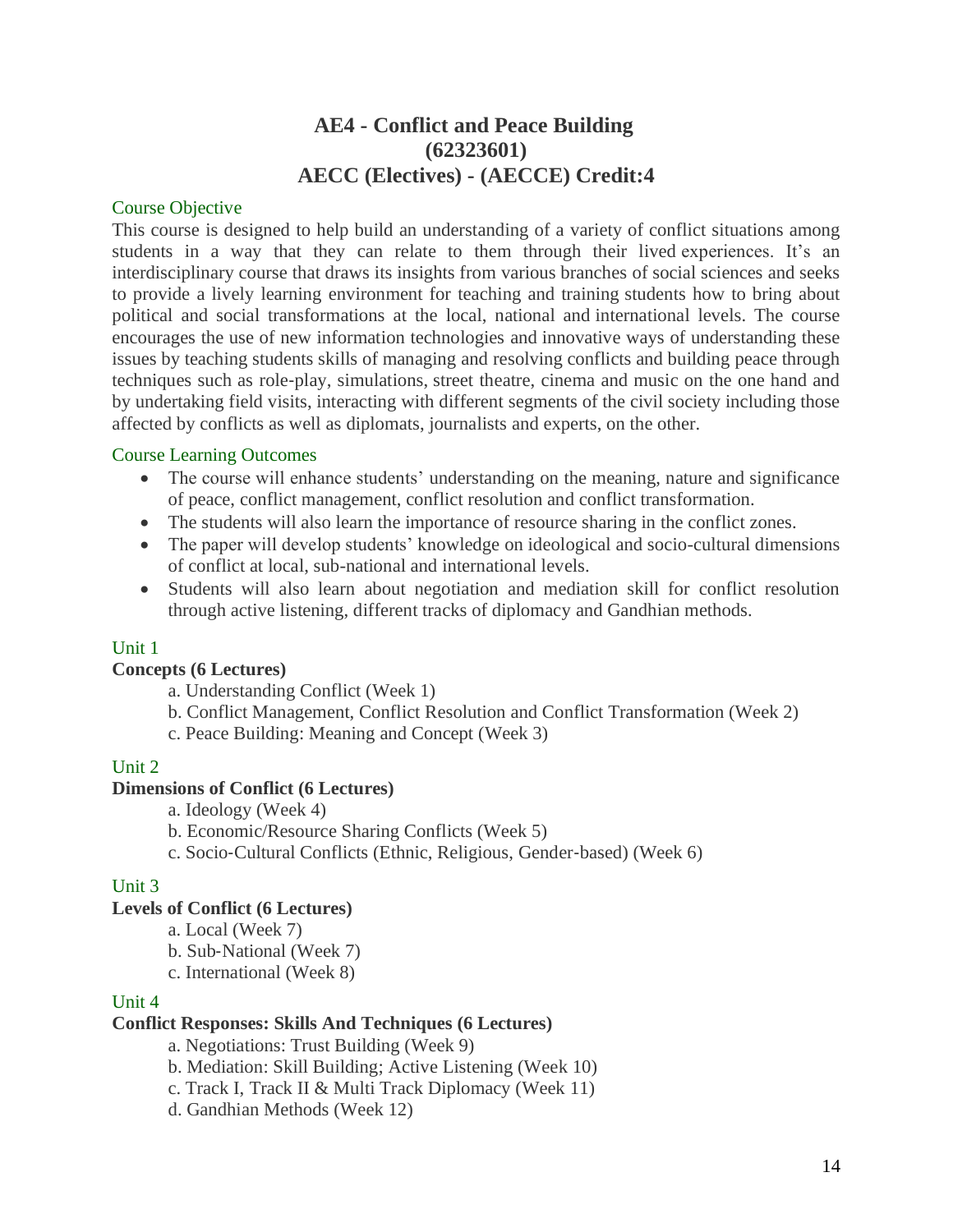# AE4 - Conflict and Peace Building
# (62323601)
# AECC (Electives) - (AECCE) Credit:4

## Course Objective

This course is designed to help build an understanding of a variety of conflict situations among students in a way that they can relate to them through their lived experiences. It's an interdisciplinary course that draws its insights from various branches of social sciences and seeks to provide a lively learning environment for teaching and training students how to bring about political and social transformations at the local, national and international levels. The course encourages the use of new information technologies and innovative ways of understanding these issues by teaching students skills of managing and resolving conflicts and building peace through techniques such as role-play, simulations, street theatre, cinema and music on the one hand and by undertaking field visits, interacting with different segments of the civil society including those affected by conflicts as well as diplomats, journalists and experts, on the other.

## Course Learning Outcomes

- The course will enhance students' understanding on the meaning, nature and significance of peace, conflict management, conflict resolution and conflict transformation.
- The students will also learn the importance of resource sharing in the conflict zones.
- The paper will develop students' knowledge on ideological and socio-cultural dimensions of conflict at local, sub-national and international levels.
- Students will also learn about negotiation and mediation skill for conflict resolution through active listening, different tracks of diplomacy and Gandhian methods.

## Unit 1

**Concepts (6 Lectures)**

a. Understanding Conflict (Week 1)
b. Conflict Management, Conflict Resolution and Conflict Transformation (Week 2)
c. Peace Building: Meaning and Concept (Week 3)

## Unit 2

**Dimensions of Conflict (6 Lectures)**

a. Ideology (Week 4)
b. Economic/Resource Sharing Conflicts (Week 5)
c. Socio-Cultural Conflicts (Ethnic, Religious, Gender-based) (Week 6)

## Unit 3

**Levels of Conflict (6 Lectures)**

a. Local (Week 7)
b. Sub-National (Week 7)
c. International (Week 8)

## Unit 4

**Conflict Responses: Skills And Techniques (6 Lectures)**

a. Negotiations: Trust Building (Week 9)
b. Mediation: Skill Building; Active Listening (Week 10)
c. Track I, Track II & Multi Track Diplomacy (Week 11)
d. Gandhian Methods (Week 12)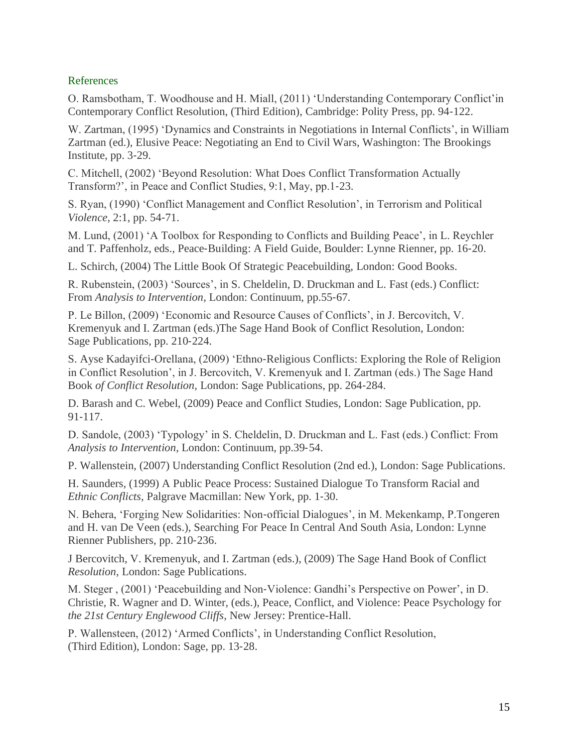## References

O. Ramsbotham, T. Woodhouse and H. Miall, (2011) 'Understanding Contemporary Conflict'in Contemporary Conflict Resolution, (Third Edition), Cambridge: Polity Press, pp. 94-122.

W. Zartman, (1995) 'Dynamics and Constraints in Negotiations in Internal Conflicts', in William Zartman (ed.), Elusive Peace: Negotiating an End to Civil Wars, Washington: The Brookings Institute, pp. 3-29.

C. Mitchell, (2002) 'Beyond Resolution: What Does Conflict Transformation Actually Transform?', in Peace and Conflict Studies, 9:1, May, pp.1-23.

S. Ryan, (1990) 'Conflict Management and Conflict Resolution', in Terrorism and Political *Violence*, 2:1, pp. 54-71.

M. Lund, (2001) 'A Toolbox for Responding to Conflicts and Building Peace', in L. Reychler and T. Paffenholz, eds., Peace-Building: A Field Guide, Boulder: Lynne Rienner, pp. 16-20.

L. Schirch, (2004) The Little Book Of Strategic Peacebuilding, London: Good Books.

R. Rubenstein, (2003) 'Sources', in S. Cheldelin, D. Druckman and L. Fast (eds.) Conflict: From *Analysis to Intervention*, London: Continuum, pp.55-67.

P. Le Billon, (2009) 'Economic and Resource Causes of Conflicts', in J. Bercovitch, V. Kremenyuk and I. Zartman (eds.)The Sage Hand Book of Conflict Resolution, London: Sage Publications, pp. 210-224.

S. Ayse Kadayifci-Orellana, (2009) 'Ethno-Religious Conflicts: Exploring the Role of Religion in Conflict Resolution', in J. Bercovitch, V. Kremenyuk and I. Zartman (eds.) The Sage Hand Book *of Conflict Resolution*, London: Sage Publications, pp. 264-284.

D. Barash and C. Webel, (2009) Peace and Conflict Studies, London: Sage Publication, pp. 91-117.

D. Sandole, (2003) 'Typology' in S. Cheldelin, D. Druckman and L. Fast (eds.) Conflict: From *Analysis to Intervention*, London: Continuum, pp.39-54.

P. Wallenstein, (2007) Understanding Conflict Resolution (2nd ed.), London: Sage Publications.

H. Saunders, (1999) A Public Peace Process: Sustained Dialogue To Transform Racial and *Ethnic Conflicts*, Palgrave Macmillan: New York, pp. 1-30.

N. Behera, 'Forging New Solidarities: Non-official Dialogues', in M. Mekenkamp, P.Tongeren and H. van De Veen (eds.), Searching For Peace In Central And South Asia, London: Lynne Rienner Publishers, pp. 210-236.

J Bercovitch, V. Kremenyuk, and I. Zartman (eds.), (2009) The Sage Hand Book of Conflict *Resolution*, London: Sage Publications.

M. Steger , (2001) 'Peacebuilding and Non-Violence: Gandhi's Perspective on Power', in D. Christie, R. Wagner and D. Winter, (eds.), Peace, Conflict, and Violence: Peace Psychology for *the 21st Century Englewood Cliffs*, New Jersey: Prentice-Hall.

P. Wallensteen, (2012) 'Armed Conflicts', in Understanding Conflict Resolution, (Third Edition), London: Sage, pp. 13-28.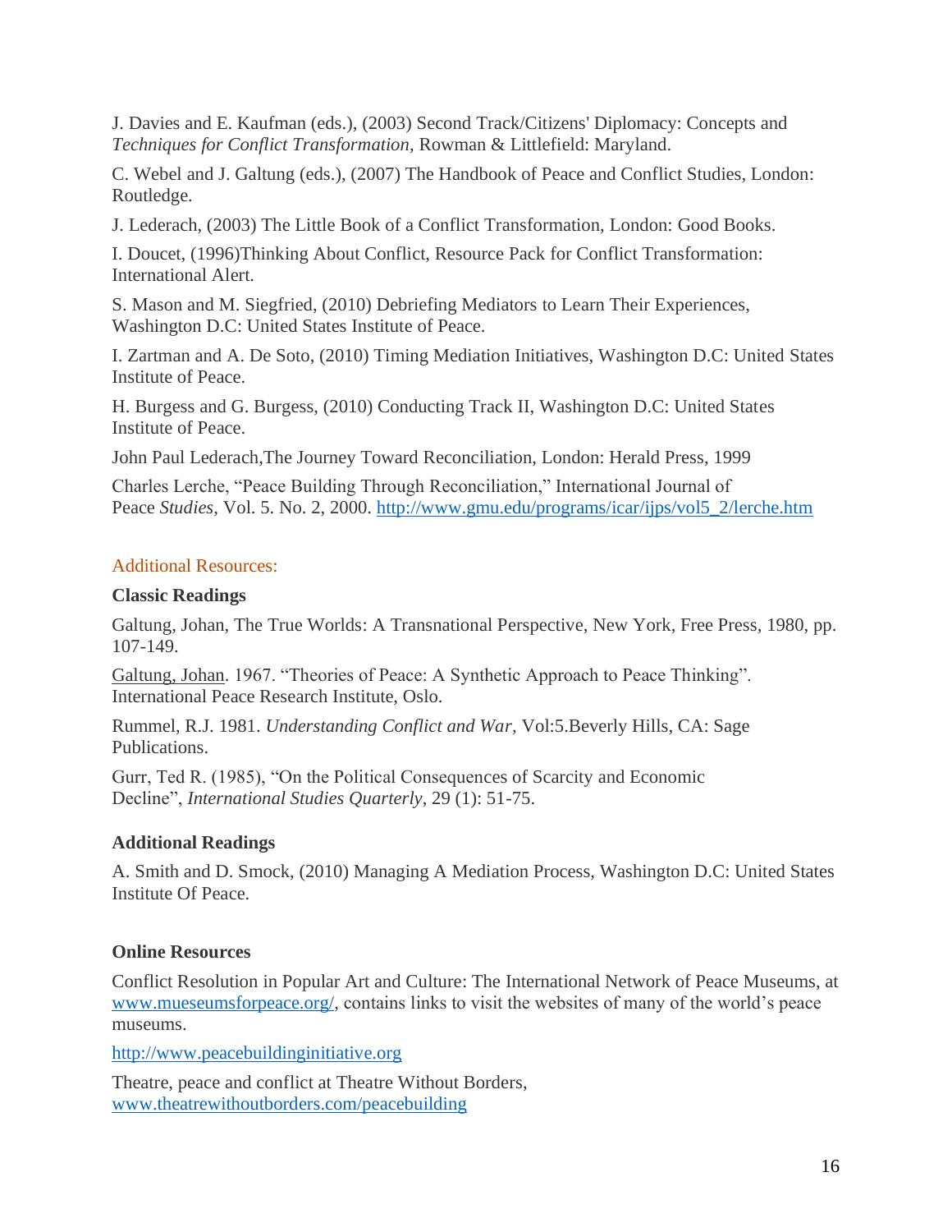J. Davies and E. Kaufman (eds.), (2003) Second Track/Citizens' Diplomacy: Concepts and *Techniques for Conflict Transformation*, Rowman & Littlefield: Maryland.

C. Webel and J. Galtung (eds.), (2007) The Handbook of Peace and Conflict Studies, London: Routledge.

J. Lederach, (2003) The Little Book of a Conflict Transformation, London: Good Books.

I. Doucet, (1996)Thinking About Conflict, Resource Pack for Conflict Transformation: International Alert.

S. Mason and M. Siegfried, (2010) Debriefing Mediators to Learn Their Experiences, Washington D.C: United States Institute of Peace.

I. Zartman and A. De Soto, (2010) Timing Mediation Initiatives, Washington D.C: United States Institute of Peace.

H. Burgess and G. Burgess, (2010) Conducting Track II, Washington D.C: United States Institute of Peace.

John Paul Lederach,The Journey Toward Reconciliation, London: Herald Press, 1999

Charles Lerche, "Peace Building Through Reconciliation," International Journal of Peace *Studies,* Vol. 5. No. 2, 2000. http://www.gmu.edu/programs/icar/ijps/vol5_2/lerche.htm

## Additional Resources:

### Classic Readings

Galtung, Johan, The True Worlds: A Transnational Perspective, New York, Free Press, 1980, pp. 107-149.

Galtung, Johan. 1967. "Theories of Peace: A Synthetic Approach to Peace Thinking". International Peace Research Institute, Oslo.

Rummel, R.J. 1981. *Understanding Conflict and War,* Vol:5.Beverly Hills, CA: Sage Publications.

Gurr, Ted R. (1985), "On the Political Consequences of Scarcity and Economic Decline", *International Studies Quarterly,* 29 (1): 51-75.

### Additional Readings

A. Smith and D. Smock, (2010) Managing A Mediation Process, Washington D.C: United States Institute Of Peace.

### Online Resources

Conflict Resolution in Popular Art and Culture: The International Network of Peace Museums, at www.mueseumsforpeace.org/, contains links to visit the websites of many of the world's peace museums.

http://www.peacebuildinginitiative.org

Theatre, peace and conflict at Theatre Without Borders, www.theatrewithoutborders.com/peacebuilding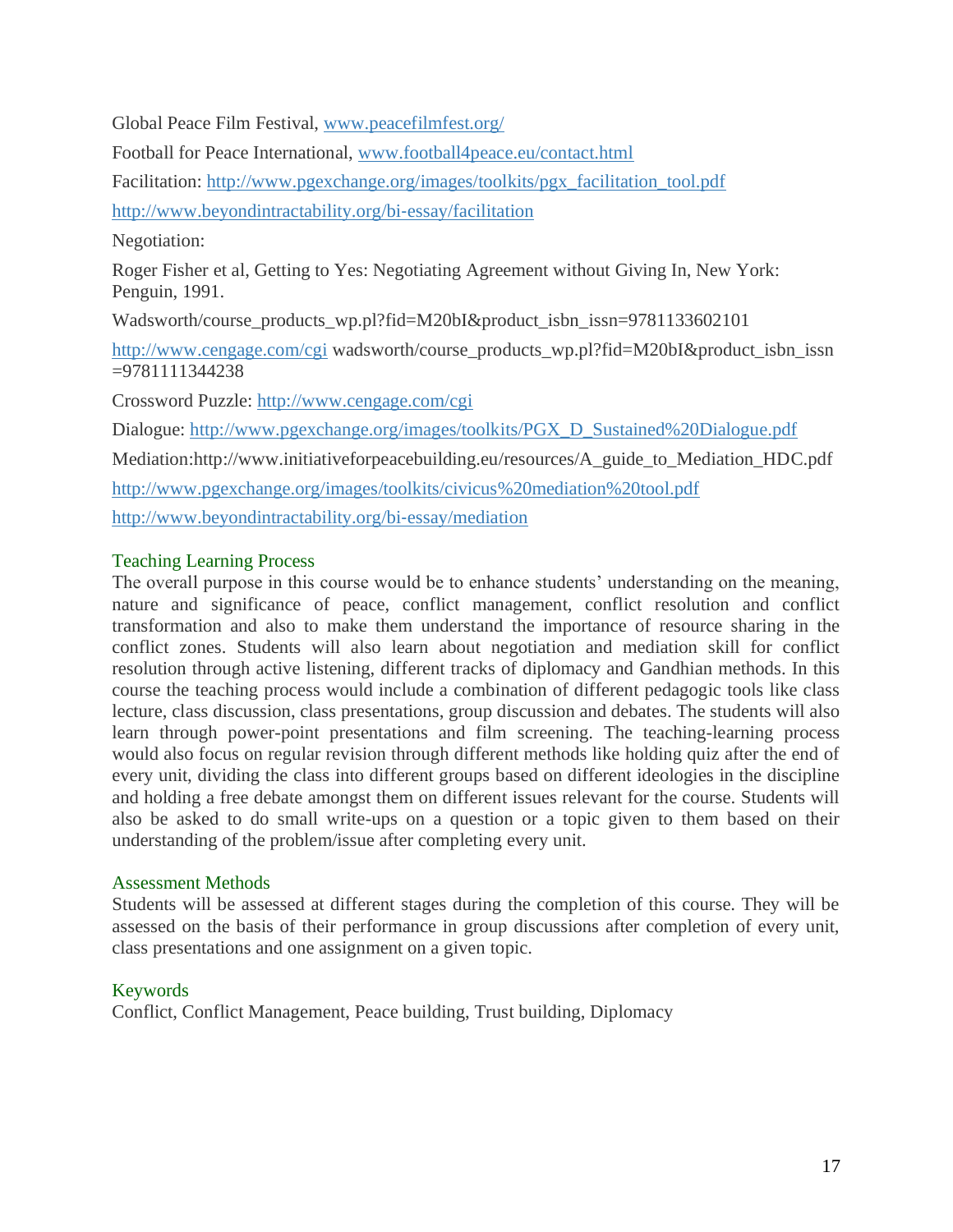Global Peace Film Festival, www.peacefilmfest.org/

Football for Peace International, www.football4peace.eu/contact.html

Facilitation: http://www.pgexchange.org/images/toolkits/pgx_facilitation_tool.pdf

http://www.beyondintractability.org/bi-essay/facilitation

Negotiation:

Roger Fisher et al, Getting to Yes: Negotiating Agreement without Giving In, New York: Penguin, 1991.

Wadsworth/course_products_wp.pl?fid=M20bI&product_isbn_issn=9781133602101

http://www.cengage.com/cgi wadsworth/course_products_wp.pl?fid=M20bI&product_isbn_issn=9781111344238

Crossword Puzzle: http://www.cengage.com/cgi

Dialogue: http://www.pgexchange.org/images/toolkits/PGX_D_Sustained%20Dialogue.pdf

Mediation:http://www.initiativeforpeacebuilding.eu/resources/A_guide_to_Mediation_HDC.pdf

http://www.pgexchange.org/images/toolkits/civicus%20mediation%20tool.pdf

http://www.beyondintractability.org/bi-essay/mediation

### Teaching Learning Process

The overall purpose in this course would be to enhance students' understanding on the meaning, nature and significance of peace, conflict management, conflict resolution and conflict transformation and also to make them understand the importance of resource sharing in the conflict zones. Students will also learn about negotiation and mediation skill for conflict resolution through active listening, different tracks of diplomacy and Gandhian methods. In this course the teaching process would include a combination of different pedagogic tools like class lecture, class discussion, class presentations, group discussion and debates. The students will also learn through power-point presentations and film screening. The teaching-learning process would also focus on regular revision through different methods like holding quiz after the end of every unit, dividing the class into different groups based on different ideologies in the discipline and holding a free debate amongst them on different issues relevant for the course. Students will also be asked to do small write-ups on a question or a topic given to them based on their understanding of the problem/issue after completing every unit.

### Assessment Methods

Students will be assessed at different stages during the completion of this course. They will be assessed on the basis of their performance in group discussions after completion of every unit, class presentations and one assignment on a given topic.

### Keywords

Conflict, Conflict Management, Peace building, Trust building, Diplomacy